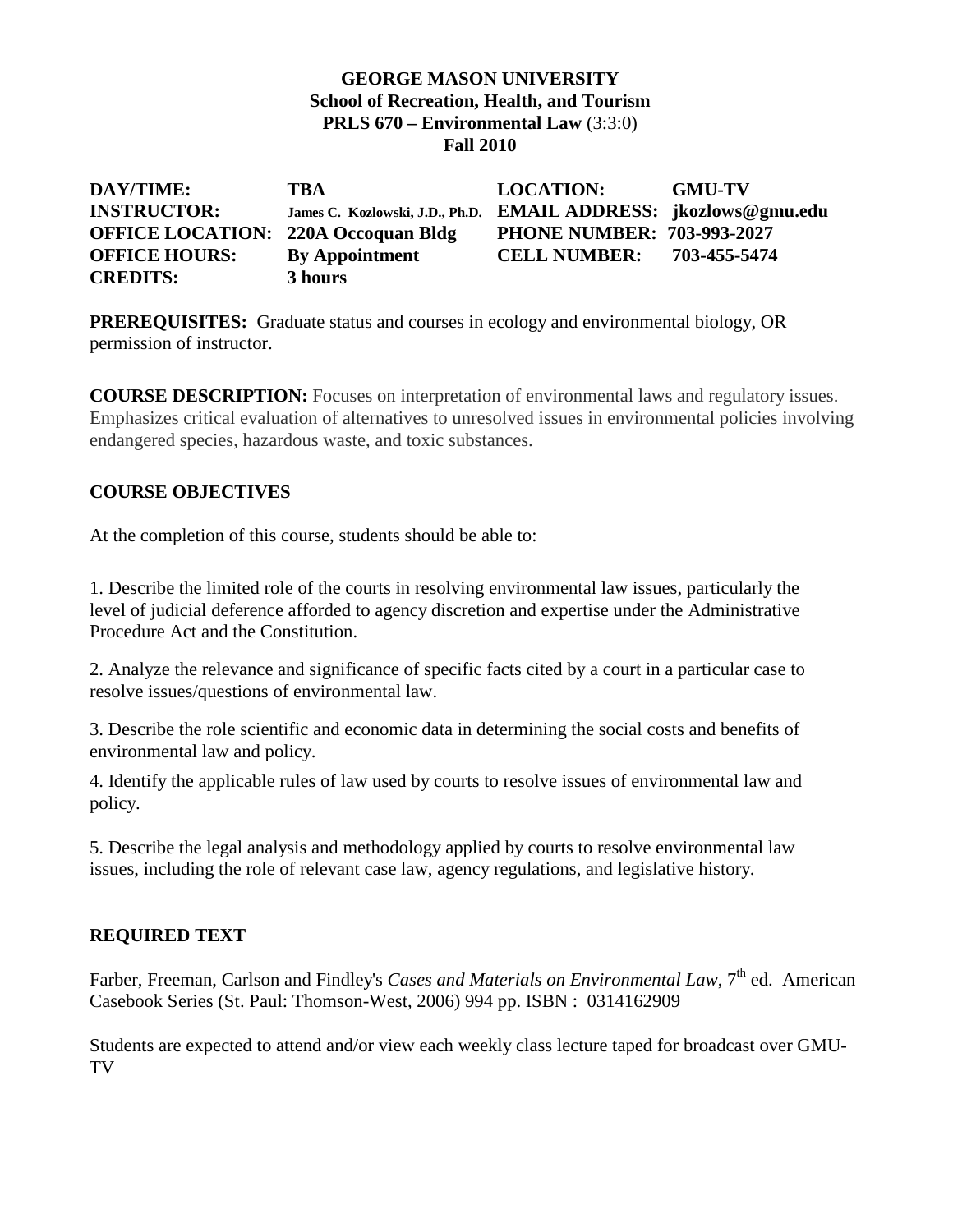**GEORGE MASON UNIVERSITY**
**School of Recreation, Health, and Tourism**
**PRLS 670 – Environmental Law** (3:3:0)
**Fall 2010**

| | | | |
|---|---|---|---|
| **DAY/TIME:** | **TBA** | **LOCATION:** | **GMU-TV** |
| **INSTRUCTOR:** | **James C. Kozlowski, J.D., Ph.D.** | **EMAIL ADDRESS:** | **jkozlows@gmu.edu** |
| **OFFICE LOCATION:** | **220A Occoquan Bldg** | **PHONE NUMBER:** | **703-993-2027** |
| **OFFICE HOURS:** | **By Appointment** | **CELL NUMBER:** | **703-455-5474** |
| **CREDITS:** | **3 hours** | | |

**PREREQUISITES:** Graduate status and courses in ecology and environmental biology, OR permission of instructor.

**COURSE DESCRIPTION:** Focuses on interpretation of environmental laws and regulatory issues. Emphasizes critical evaluation of alternatives to unresolved issues in environmental policies involving endangered species, hazardous waste, and toxic substances.

## COURSE OBJECTIVES

At the completion of this course, students should be able to:

1. Describe the limited role of the courts in resolving environmental law issues, particularly the level of judicial deference afforded to agency discretion and expertise under the Administrative Procedure Act and the Constitution.

2. Analyze the relevance and significance of specific facts cited by a court in a particular case to resolve issues/questions of environmental law.

3. Describe the role scientific and economic data in determining the social costs and benefits of environmental law and policy.

4. Identify the applicable rules of law used by courts to resolve issues of environmental law and policy.

5. Describe the legal analysis and methodology applied by courts to resolve environmental law issues, including the role of relevant case law, agency regulations, and legislative history.

## REQUIRED TEXT

Farber, Freeman, Carlson and Findley's *Cases and Materials on Environmental Law*, 7th ed. American Casebook Series (St. Paul: Thomson-West, 2006) 994 pp. ISBN : 0314162909

Students are expected to attend and/or view each weekly class lecture taped for broadcast over GMU-TV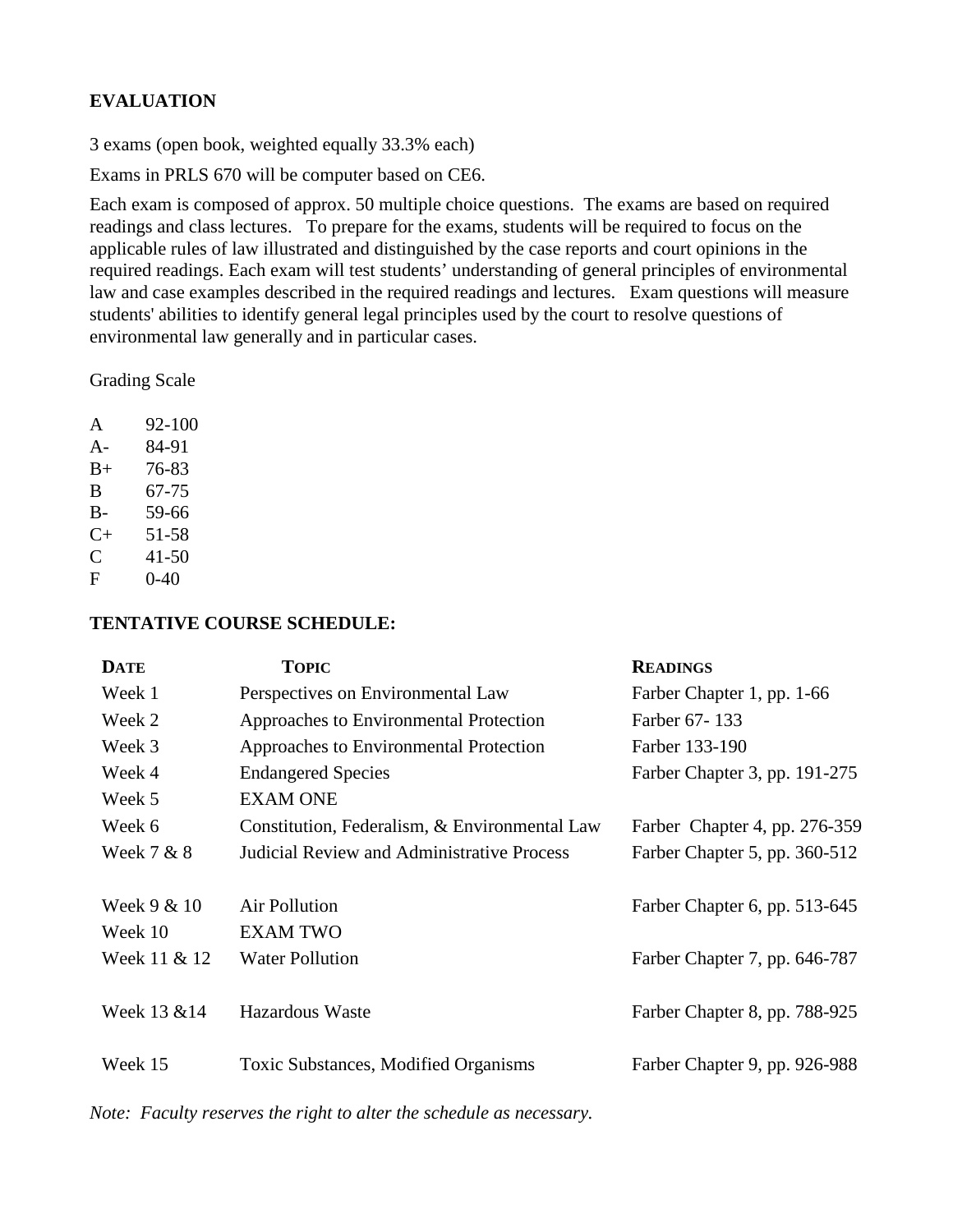## EVALUATION

3 exams (open book, weighted equally 33.3% each)

Exams in PRLS 670 will be computer based on CE6.

Each exam is composed of approx. 50 multiple choice questions. The exams are based on required readings and class lectures. To prepare for the exams, students will be required to focus on the applicable rules of law illustrated and distinguished by the case reports and court opinions in the required readings. Each exam will test students' understanding of general principles of environmental law and case examples described in the required readings and lectures. Exam questions will measure students' abilities to identify general legal principles used by the court to resolve questions of environmental law generally and in particular cases.

Grading Scale

| | |
|---|---|
| A | 92-100 |
| A- | 84-91 |
| B+ | 76-83 |
| B | 67-75 |
| B- | 59-66 |
| C+ | 51-58 |
| C | 41-50 |
| F | 0-40 |

## TENTATIVE COURSE SCHEDULE:

| DATE | TOPIC | READINGS |
|---|---|---|
| Week 1 | Perspectives on Environmental Law | Farber Chapter 1, pp. 1-66 |
| Week 2 | Approaches to Environmental Protection | Farber 67- 133 |
| Week 3 | Approaches to Environmental Protection | Farber 133-190 |
| Week 4 | Endangered Species | Farber Chapter 3, pp. 191-275 |
| Week 5 | EXAM ONE | |
| Week 6 | Constitution, Federalism, & Environmental Law | Farber Chapter 4, pp. 276-359 |
| Week 7 & 8 | Judicial Review and Administrative Process | Farber Chapter 5, pp. 360-512 |
| Week 9 & 10 | Air Pollution | Farber Chapter 6, pp. 513-645 |
| Week 10 | EXAM TWO | |
| Week 11 & 12 | Water Pollution | Farber Chapter 7, pp. 646-787 |
| Week 13 &14 | Hazardous Waste | Farber Chapter 8, pp. 788-925 |
| Week 15 | Toxic Substances, Modified Organisms | Farber Chapter 9, pp. 926-988 |

*Note: Faculty reserves the right to alter the schedule as necessary.*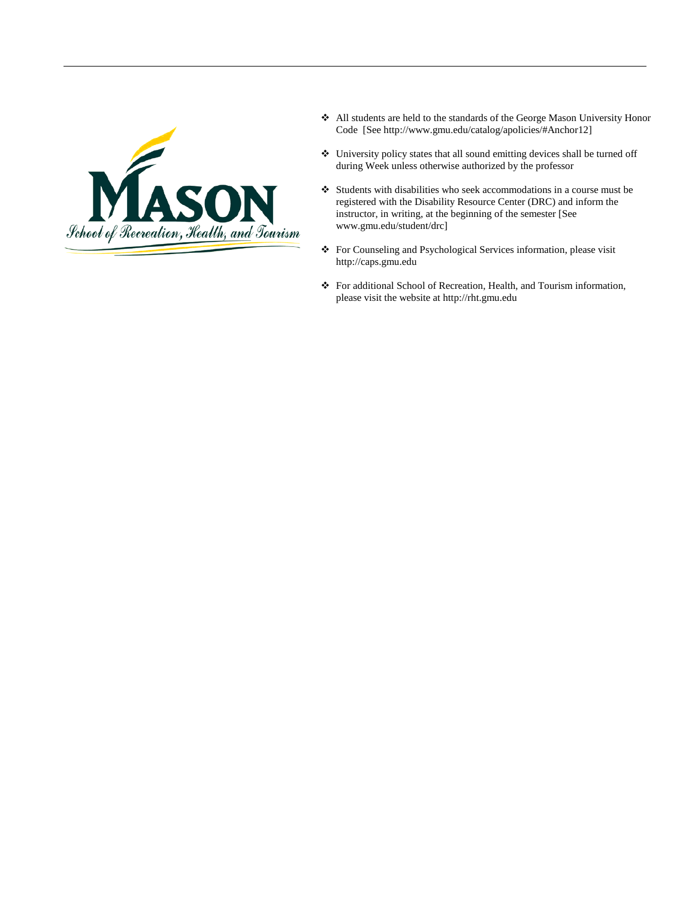- All students are held to the standards of the George Mason University Honor Code [See http://www.gmu.edu/catalog/apolicies/#Anchor12]
- University policy states that all sound emitting devices shall be turned off during Week unless otherwise authorized by the professor
- Students with disabilities who seek accommodations in a course must be registered with the Disability Resource Center (DRC) and inform the instructor, in writing, at the beginning of the semester [See www.gmu.edu/student/drc]
- For Counseling and Psychological Services information, please visit http://caps.gmu.edu
- For additional School of Recreation, Health, and Tourism information, please visit the website at http://rht.gmu.edu